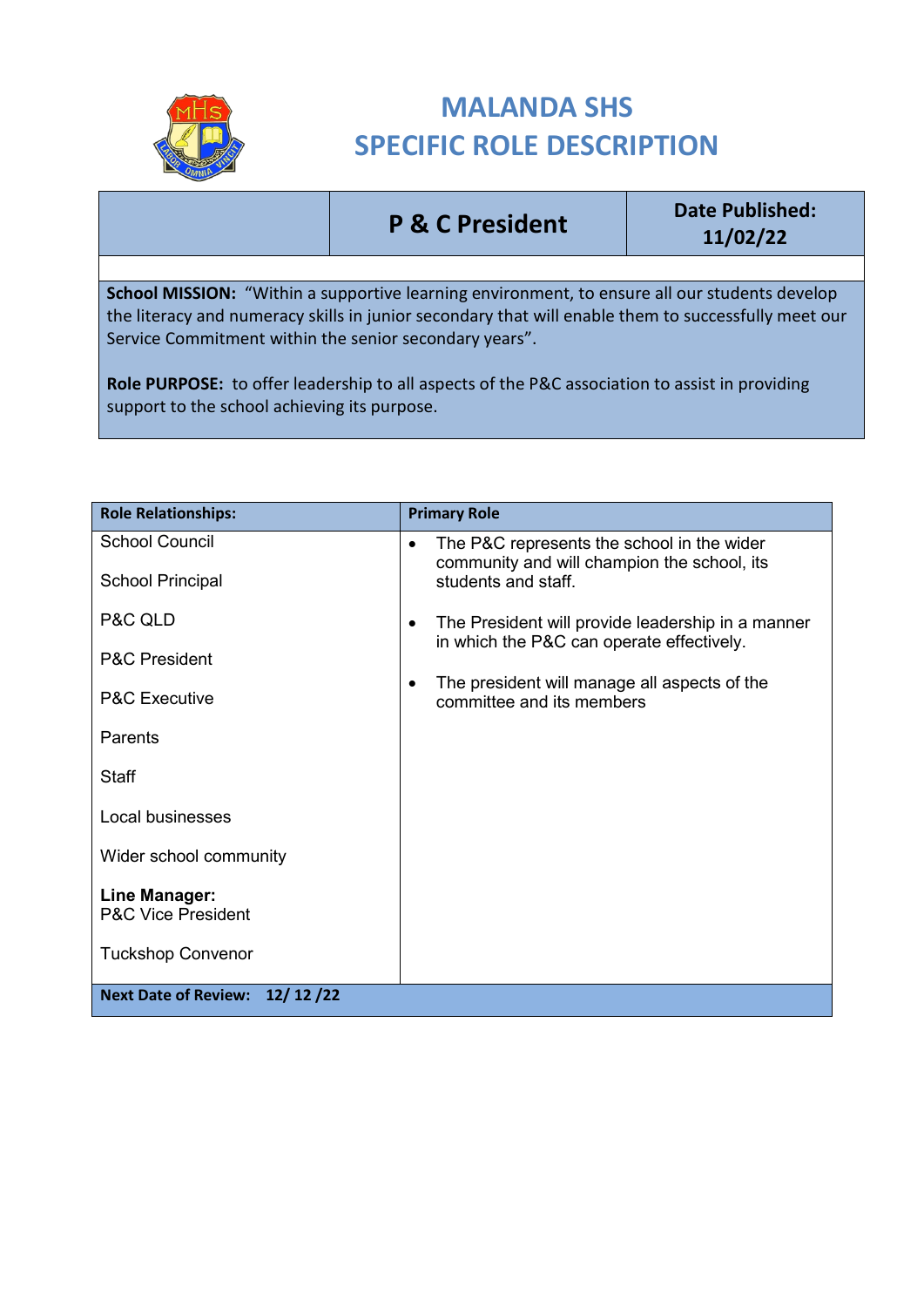# MALANDA SHS
# SPECIFIC ROLE DESCRIPTION

| | P & C President | Date Published: 11/02/22 |
|---|---|---|

**School MISSION:** "Within a supportive learning environment, to ensure all our students develop the literacy and numeracy skills in junior secondary that will enable them to successfully meet our Service Commitment within the senior secondary years".

**Role PURPOSE:** to offer leadership to all aspects of the P&C association to assist in providing support to the school achieving its purpose.

| Role Relationships: | Primary Role |
|---|---|
| School Council<br><br>School Principal<br><br>P&C QLD<br><br>P&C President<br><br>P&C Executive<br><br>Parents<br><br>Staff<br><br>Local businesses<br><br>Wider school community<br><br>**Line Manager:**<br>P&C Vice President<br><br>Tuckshop Convenor | • The P&C represents the school in the wider community and will champion the school, its students and staff.<br><br>• The President will provide leadership in a manner in which the P&C can operate effectively.<br><br>• The president will manage all aspects of the committee and its members |
| **Next Date of Review: 12/ 12 /22** | |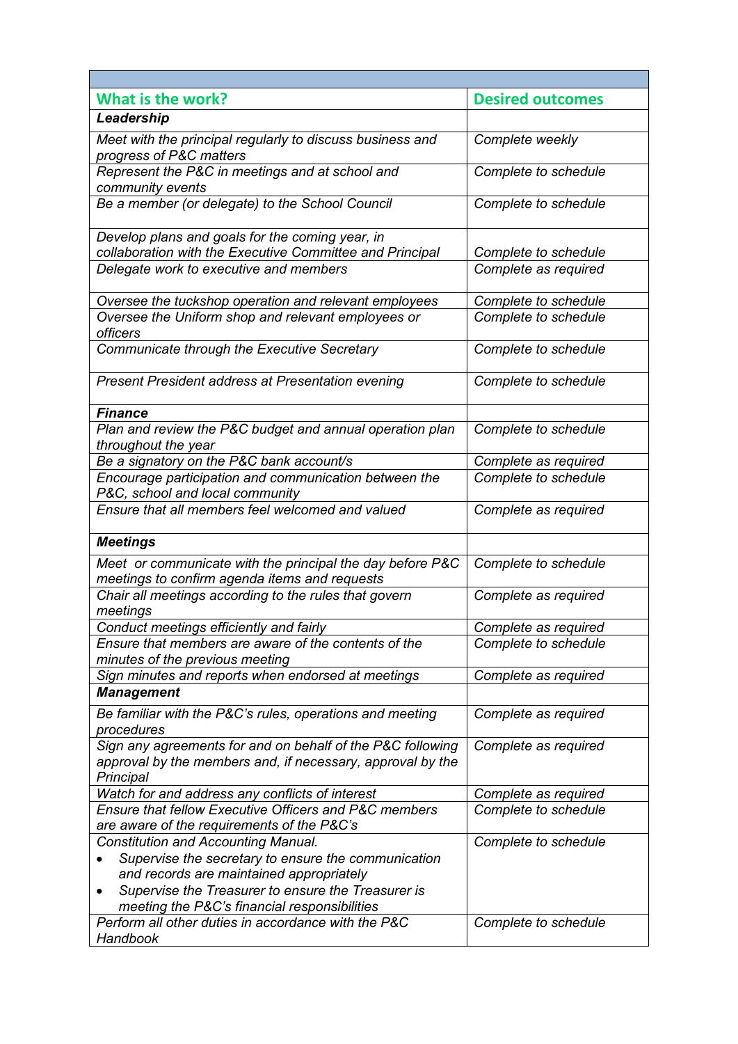| What is the work? | Desired outcomes |
|---|---|
| ***Leadership*** | |
| *Meet with the principal regularly to discuss business and progress of P&C matters* | *Complete weekly* |
| *Represent the P&C in meetings and at school and community events* | *Complete to schedule* |
| *Be a member (or delegate) to the School Council* | *Complete to schedule* |
| *Develop plans and goals for the coming year, in collaboration with the Executive Committee and Principal* | *Complete to schedule* |
| *Delegate work to executive and members* | *Complete as required* |
| *Oversee the tuckshop operation and relevant employees* | *Complete to schedule* |
| *Oversee the Uniform shop and relevant employees or officers* | *Complete to schedule* |
| *Communicate through the Executive Secretary* | *Complete to schedule* |
| *Present President address at Presentation evening* | *Complete to schedule* |
| ***Finance*** | |
| *Plan and review the P&C budget and annual operation plan throughout the year* | *Complete to schedule* |
| *Be a signatory on the P&C bank account/s* | *Complete as required* |
| *Encourage participation and communication between the P&C, school and local community* | *Complete to schedule* |
| *Ensure that all members feel welcomed and valued* | *Complete as required* |
| ***Meetings*** | |
| *Meet or communicate with the principal the day before P&C meetings to confirm agenda items and requests* | *Complete to schedule* |
| *Chair all meetings according to the rules that govern meetings* | *Complete as required* |
| *Conduct meetings efficiently and fairly* | *Complete as required* |
| *Ensure that members are aware of the contents of the minutes of the previous meeting* | *Complete to schedule* |
| *Sign minutes and reports when endorsed at meetings* | *Complete as required* |
| ***Management*** | |
| *Be familiar with the P&C's rules, operations and meeting procedures* | *Complete as required* |
| *Sign any agreements for and on behalf of the P&C following approval by the members and, if necessary, approval by the Principal* | *Complete as required* |
| *Watch for and address any conflicts of interest* | *Complete as required* |
| *Ensure that fellow Executive Officers and P&C members are aware of the requirements of the P&C's* | *Complete to schedule* |
| *Constitution and Accounting Manual.*<br>• *Supervise the secretary to ensure the communication and records are maintained appropriately*<br>• *Supervise the Treasurer to ensure the Treasurer is meeting the P&C's financial responsibilities* | *Complete to schedule* |
| *Perform all other duties in accordance with the P&C Handbook* | *Complete to schedule* |